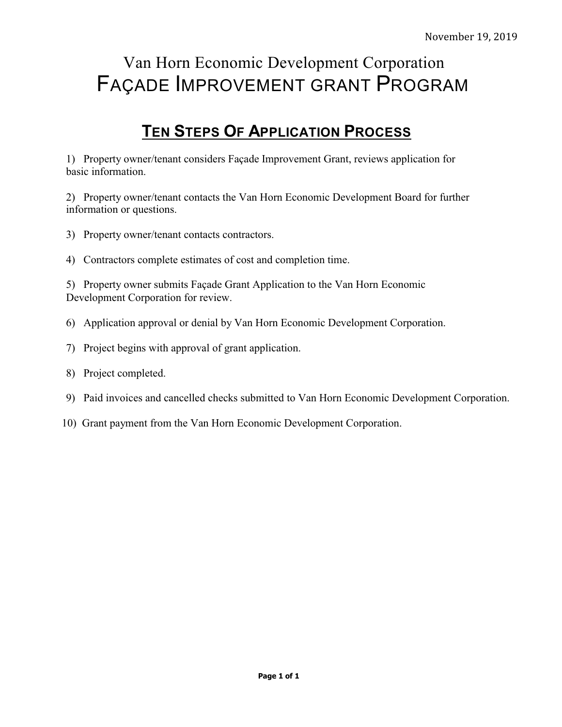November 19, 2019

# Van Horn Economic Development Corporation
# FAÇADE IMPROVEMENT GRANT PROGRAM

## TEN STEPS OF APPLICATION PROCESS

1) Property owner/tenant considers Façade Improvement Grant, reviews application for basic information.

2) Property owner/tenant contacts the Van Horn Economic Development Board for further information or questions.

3) Property owner/tenant contacts contractors.

4) Contractors complete estimates of cost and completion time.

5) Property owner submits Façade Grant Application to the Van Horn Economic Development Corporation for review.

6) Application approval or denial by Van Horn Economic Development Corporation.

7) Project begins with approval of grant application.

8) Project completed.

9) Paid invoices and cancelled checks submitted to Van Horn Economic Development Corporation.

10) Grant payment from the Van Horn Economic Development Corporation.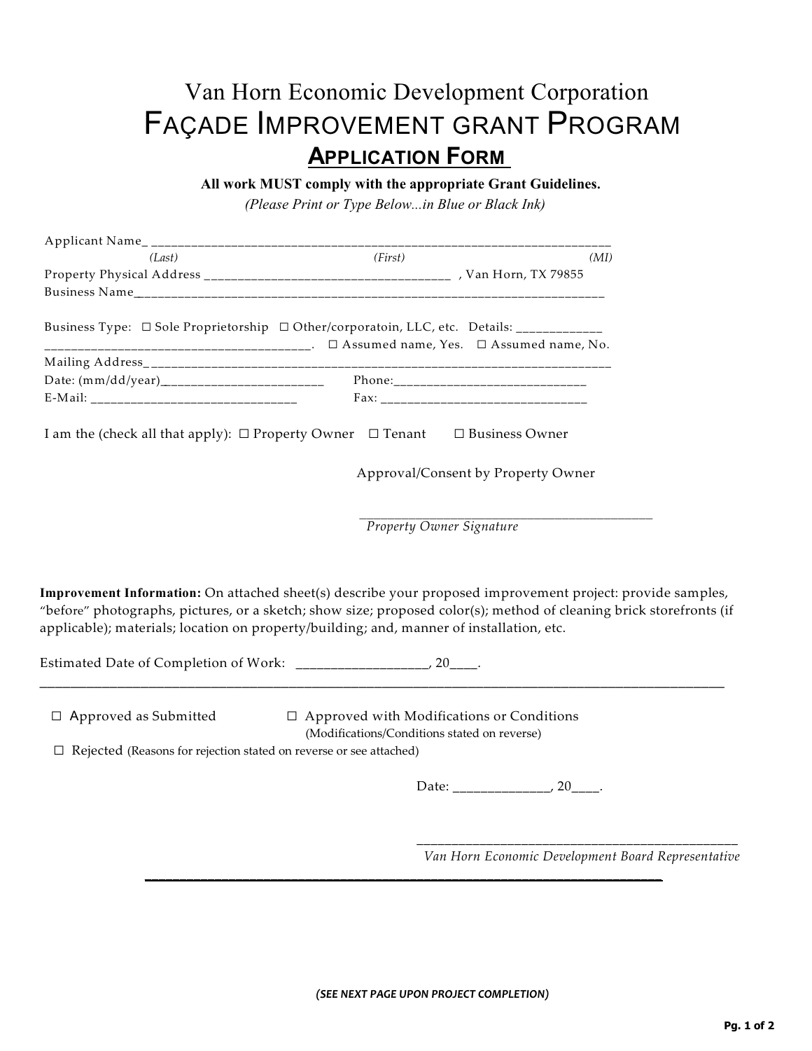# Van Horn Economic Development Corporation

# FAÇADE IMPROVEMENT GRANT PROGRAM

## APPLICATION FORM

**All work MUST comply with the appropriate Grant Guidelines.**

*(Please Print or Type Below...in Blue or Black Ink)*

Applicant Name_ ______________________________________________________________________
*(Last)* *(First)* *(MI)*

Property Physical Address ____________________________________ , Van Horn, TX 79855

Business Name_________________________________________________________________________

Business Type: ☐ Sole Proprietorship ☐ Other/corporatoin, LLC, etc. Details: _____________
_________________________________________. ☐ Assumed name, Yes. ☐ Assumed name, No.

Mailing Address_______________________________________________________________________

Date: (mm/dd/year)_________________________ Phone:_____________________________

E-Mail: _______________________________ Fax: _______________________________

I am the (check all that apply): ☐ Property Owner ☐ Tenant ☐ Business Owner

Approval/Consent by Property Owner

____________________________________________
*Property Owner Signature*

**Improvement Information:** On attached sheet(s) describe your proposed improvement project: provide samples, "before" photographs, pictures, or a sketch; show size; proposed color(s); method of cleaning brick storefronts (if applicable); materials; location on property/building; and, manner of installation, etc.

Estimated Date of Completion of Work: ___________________, 20____.

---

☐ Approved as Submitted ☐ Approved with Modifications or Conditions (Modifications/Conditions stated on reverse)

☐ Rejected (Reasons for rejection stated on reverse or see attached)

Date: ______________, 20____.

_______________________________________________
*Van Horn Economic Development Board Representative*

---

***(SEE NEXT PAGE UPON PROJECT COMPLETION)***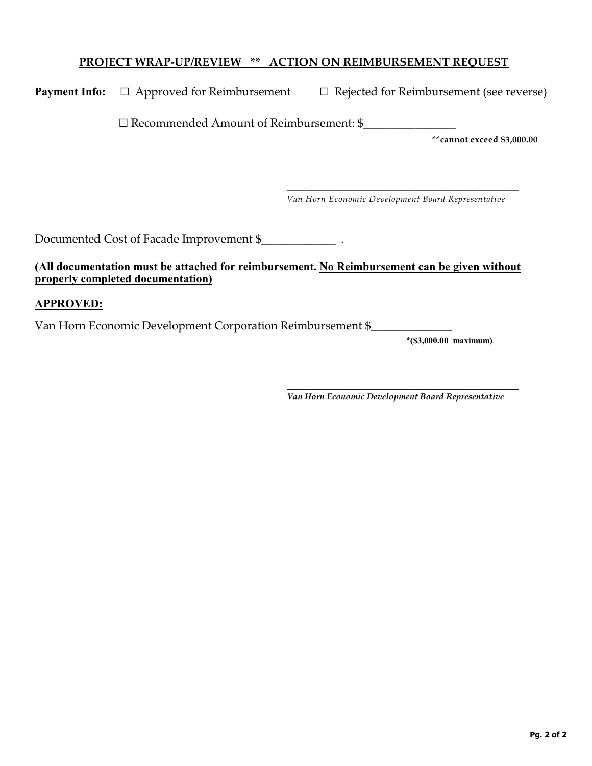## PROJECT WRAP-UP/REVIEW ** ACTION ON REIMBURSEMENT REQUEST

**Payment Info:** ☐ Approved for Reimbursement ☐ Rejected for Reimbursement (see reverse)

☐ Recommended Amount of Reimbursement: $________________

**\*\*cannot exceed $3,000.00**

_____________________________________________
*Van Horn Economic Development Board Representative*

Documented Cost of Facade Improvement $_____________ .

**(All documentation must be attached for reimbursement. <u>No Reimbursement can be given without properly completed documentation)</u>**

**<u>APPROVED:</u>**

Van Horn Economic Development Corporation Reimbursement $______________

**\*($3,000.00 maximum)**.

_____________________________________________
***Van Horn Economic Development Board Representative***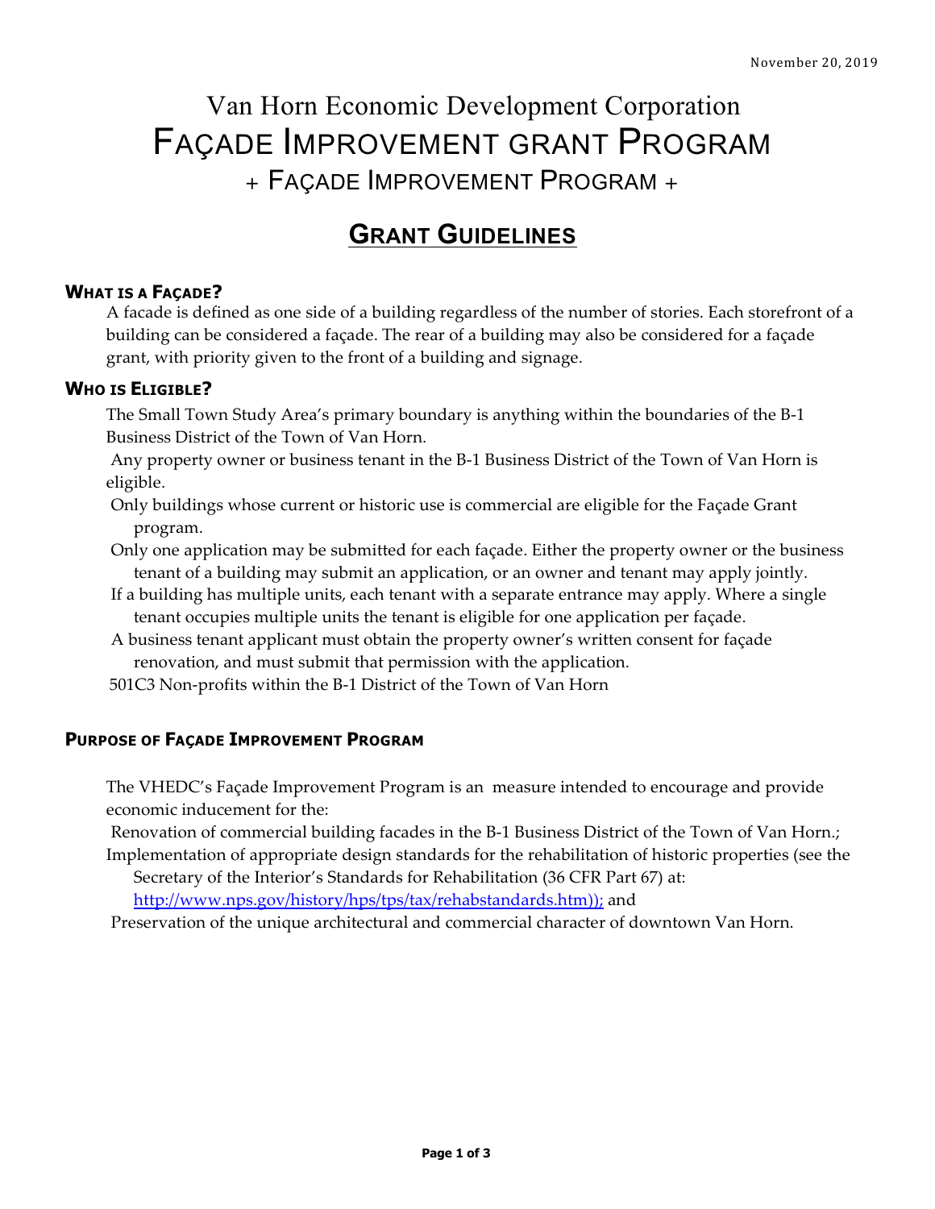November 20, 2019

# Van Horn Economic Development Corporation
# FAÇADE IMPROVEMENT GRANT PROGRAM
## + FAÇADE IMPROVEMENT PROGRAM +

## GRANT GUIDELINES

### WHAT IS A FAÇADE?

A facade is defined as one side of a building regardless of the number of stories. Each storefront of a building can be considered a façade. The rear of a building may also be considered for a façade grant, with priority given to the front of a building and signage.

### WHO IS ELIGIBLE?

The Small Town Study Area's primary boundary is anything within the boundaries of the B-1 Business District of the Town of Van Horn.

Any property owner or business tenant in the B-1 Business District of the Town of Van Horn is eligible.

Only buildings whose current or historic use is commercial are eligible for the Façade Grant program.

Only one application may be submitted for each façade. Either the property owner or the business tenant of a building may submit an application, or an owner and tenant may apply jointly.

If a building has multiple units, each tenant with a separate entrance may apply. Where a single tenant occupies multiple units the tenant is eligible for one application per façade.

A business tenant applicant must obtain the property owner's written consent for façade renovation, and must submit that permission with the application.

501C3 Non-profits within the B-1 District of the Town of Van Horn

### PURPOSE OF FAÇADE IMPROVEMENT PROGRAM

The VHEDC's Façade Improvement Program is an measure intended to encourage and provide economic inducement for the:

Renovation of commercial building facades in the B-1 Business District of the Town of Van Horn.;

Implementation of appropriate design standards for the rehabilitation of historic properties (see the Secretary of the Interior's Standards for Rehabilitation (36 CFR Part 67) at: http://www.nps.gov/history/hps/tps/tax/rehabstandards.htm)); and

Preservation of the unique architectural and commercial character of downtown Van Horn.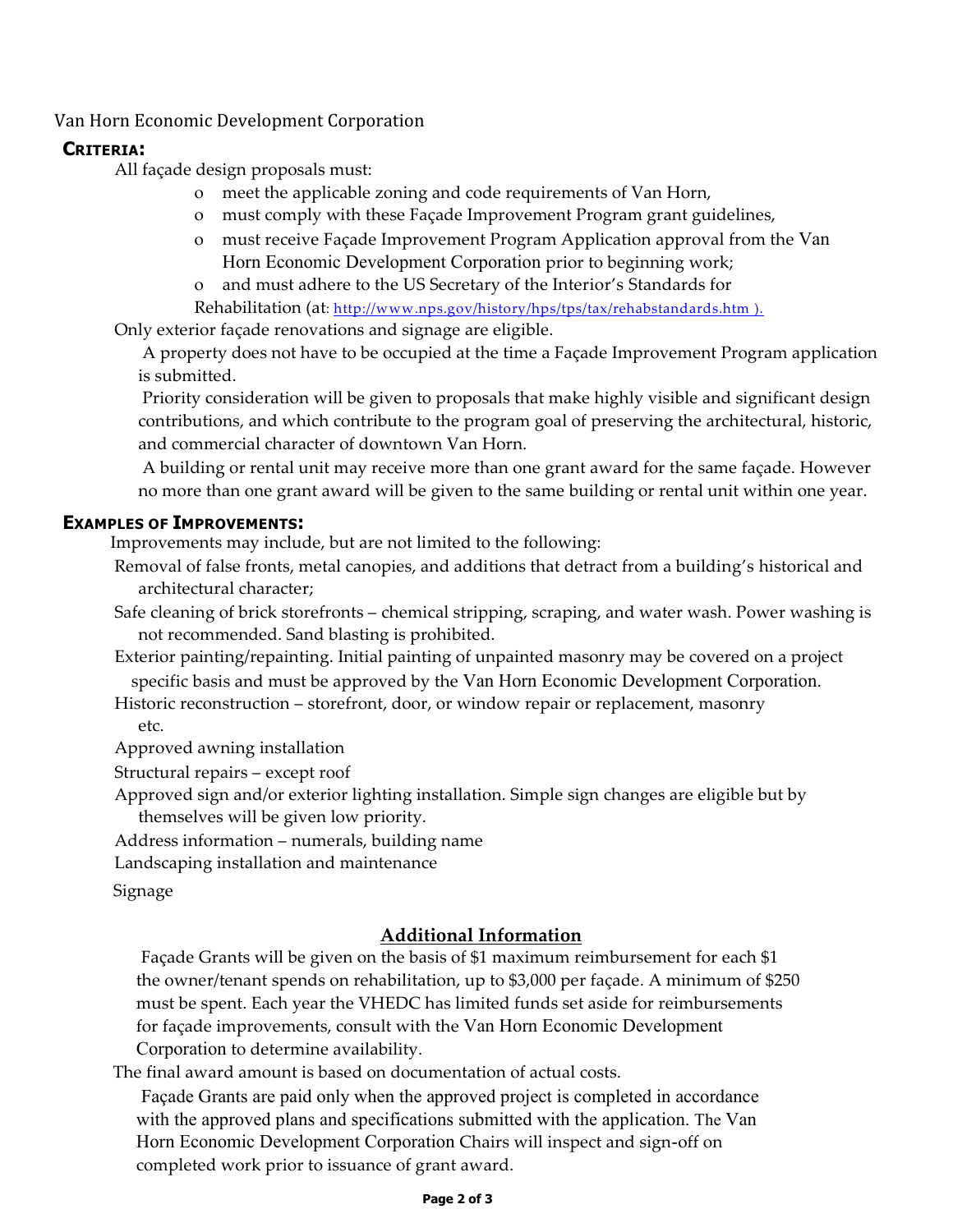Van Horn Economic Development Corporation

## CRITERIA:

All façade design proposals must:

- meet the applicable zoning and code requirements of Van Horn,
- must comply with these Façade Improvement Program grant guidelines,
- must receive Façade Improvement Program Application approval from the Van Horn Economic Development Corporation prior to beginning work;
- and must adhere to the US Secretary of the Interior's Standards for Rehabilitation (at: http://www.nps.gov/history/hps/tps/tax/rehabstandards.htm ).

Only exterior façade renovations and signage are eligible.

A property does not have to be occupied at the time a Façade Improvement Program application is submitted.

Priority consideration will be given to proposals that make highly visible and significant design contributions, and which contribute to the program goal of preserving the architectural, historic, and commercial character of downtown Van Horn.

A building or rental unit may receive more than one grant award for the same façade. However no more than one grant award will be given to the same building or rental unit within one year.

## EXAMPLES OF IMPROVEMENTS:

Improvements may include, but are not limited to the following:

Removal of false fronts, metal canopies, and additions that detract from a building's historical and architectural character;

Safe cleaning of brick storefronts – chemical stripping, scraping, and water wash. Power washing is not recommended. Sand blasting is prohibited.

Exterior painting/repainting. Initial painting of unpainted masonry may be covered on a project specific basis and must be approved by the Van Horn Economic Development Corporation.

Historic reconstruction – storefront, door, or window repair or replacement, masonry etc.

Approved awning installation

Structural repairs – except roof

Approved sign and/or exterior lighting installation. Simple sign changes are eligible but by themselves will be given low priority.

Address information – numerals, building name

Landscaping installation and maintenance

Signage

## Additional Information

Façade Grants will be given on the basis of $1 maximum reimbursement for each $1 the owner/tenant spends on rehabilitation, up to $3,000 per façade. A minimum of $250 must be spent. Each year the VHEDC has limited funds set aside for reimbursements for façade improvements, consult with the Van Horn Economic Development Corporation to determine availability.

The final award amount is based on documentation of actual costs.

Façade Grants are paid only when the approved project is completed in accordance with the approved plans and specifications submitted with the application. The Van Horn Economic Development Corporation Chairs will inspect and sign-off on completed work prior to issuance of grant award.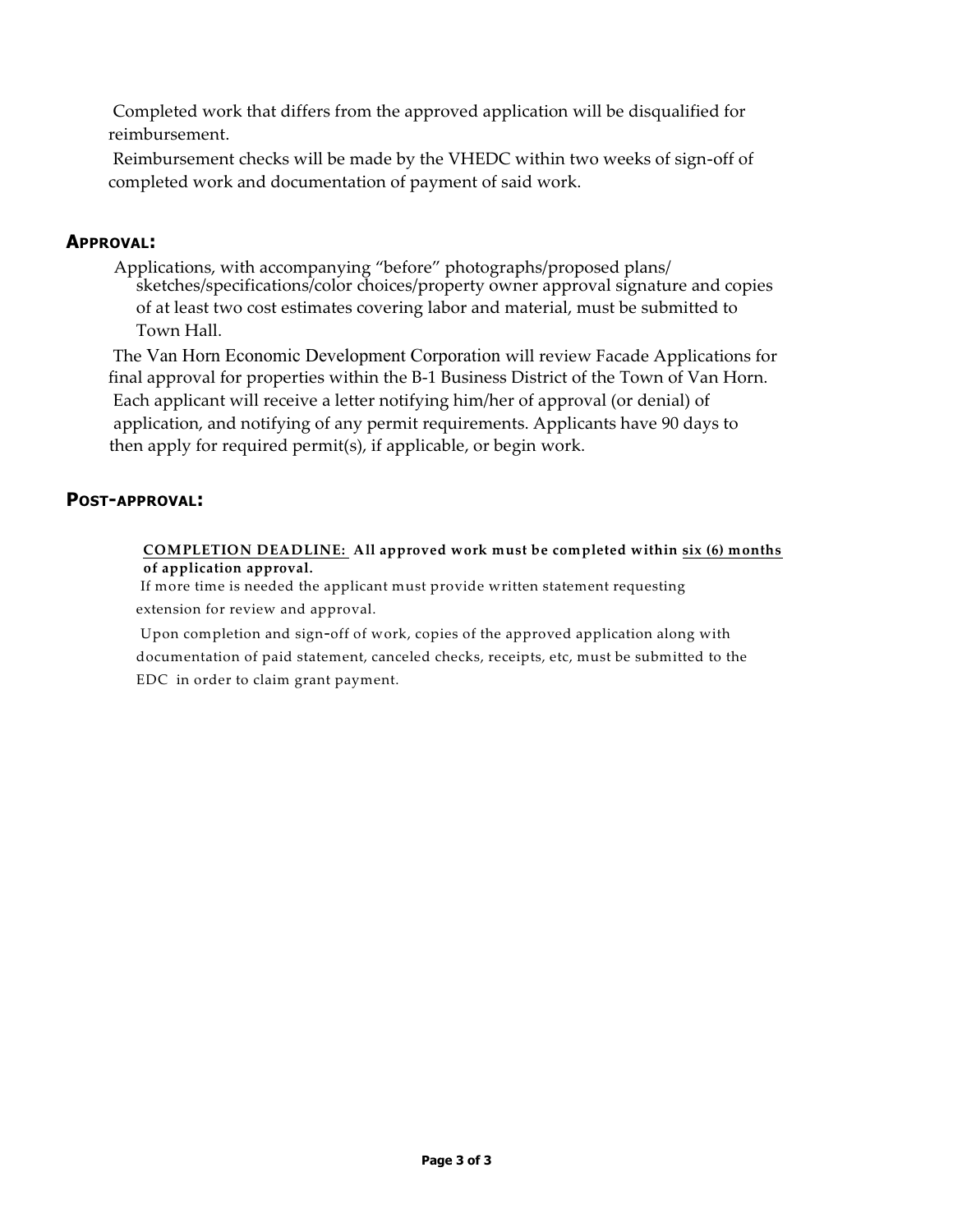Completed work that differs from the approved application will be disqualified for reimbursement.

Reimbursement checks will be made by the VHEDC within two weeks of sign-off of completed work and documentation of payment of said work.

## APPROVAL:

Applications, with accompanying "before" photographs/proposed plans/ sketches/specifications/color choices/property owner approval signature and copies of at least two cost estimates covering labor and material, must be submitted to Town Hall.

The Van Horn Economic Development Corporation will review Facade Applications for final approval for properties within the B-1 Business District of the Town of Van Horn.

Each applicant will receive a letter notifying him/her of approval (or denial) of application, and notifying of any permit requirements. Applicants have 90 days to then apply for required permit(s), if applicable, or begin work.

## POST-APPROVAL:

**COMPLETION DEADLINE: All approved work must be completed within six (6) months of application approval.**

If more time is needed the applicant must provide written statement requesting extension for review and approval.

Upon completion and sign-off of work, copies of the approved application along with documentation of paid statement, canceled checks, receipts, etc, must be submitted to the EDC in order to claim grant payment.